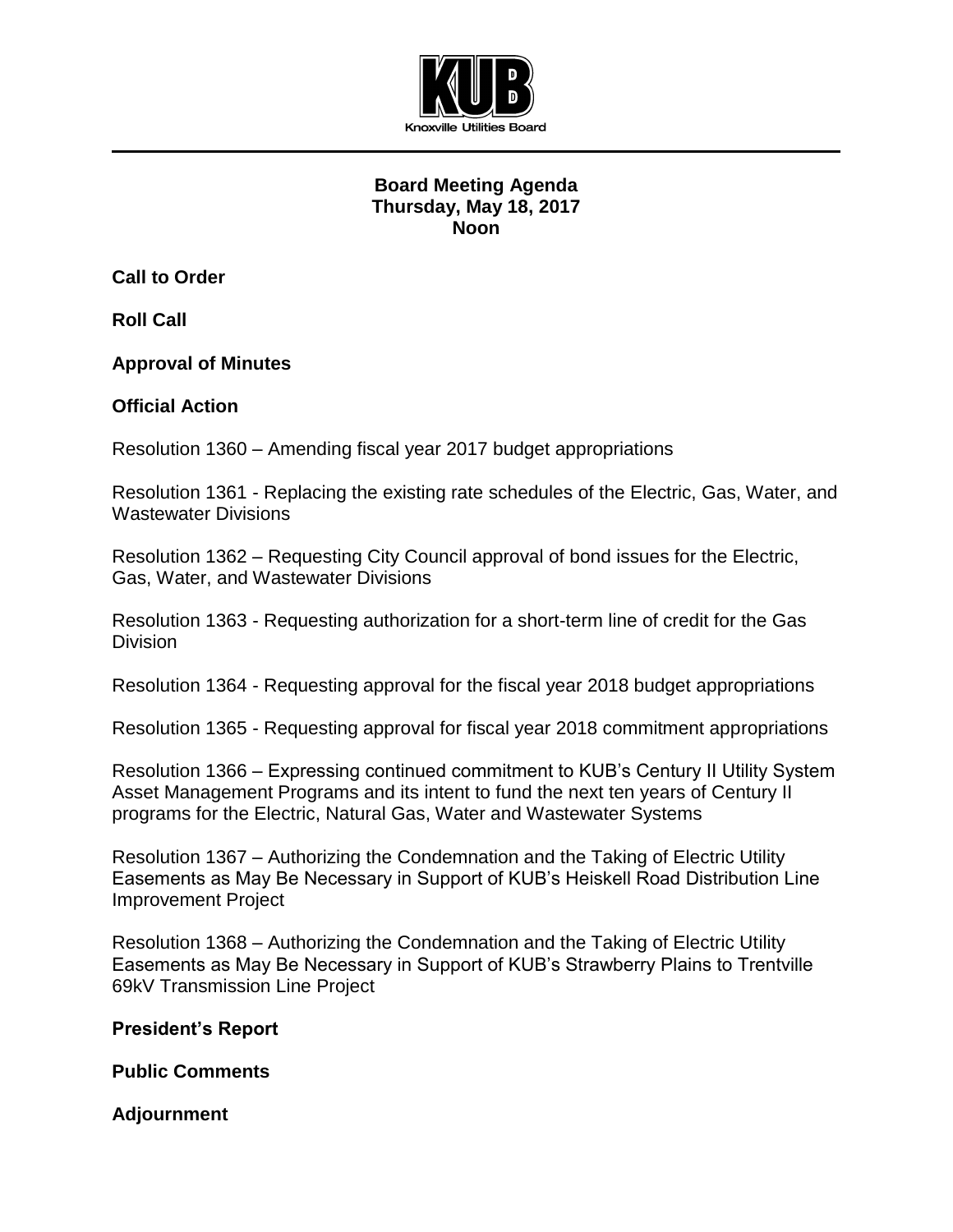Knoxville Utilities Board

**Board Meeting Agenda**
**Thursday, May 18, 2017**
**Noon**

**Call to Order**

**Roll Call**

**Approval of Minutes**

**Official Action**

Resolution 1360 – Amending fiscal year 2017 budget appropriations

Resolution 1361 - Replacing the existing rate schedules of the Electric, Gas, Water, and Wastewater Divisions

Resolution 1362 – Requesting City Council approval of bond issues for the Electric, Gas, Water, and Wastewater Divisions

Resolution 1363 - Requesting authorization for a short-term line of credit for the Gas Division

Resolution 1364 - Requesting approval for the fiscal year 2018 budget appropriations

Resolution 1365 - Requesting approval for fiscal year 2018 commitment appropriations

Resolution 1366 – Expressing continued commitment to KUB's Century II Utility System Asset Management Programs and its intent to fund the next ten years of Century II programs for the Electric, Natural Gas, Water and Wastewater Systems

Resolution 1367 – Authorizing the Condemnation and the Taking of Electric Utility Easements as May Be Necessary in Support of KUB's Heiskell Road Distribution Line Improvement Project

Resolution 1368 – Authorizing the Condemnation and the Taking of Electric Utility Easements as May Be Necessary in Support of KUB's Strawberry Plains to Trentville 69kV Transmission Line Project

**President's Report**

**Public Comments**

**Adjournment**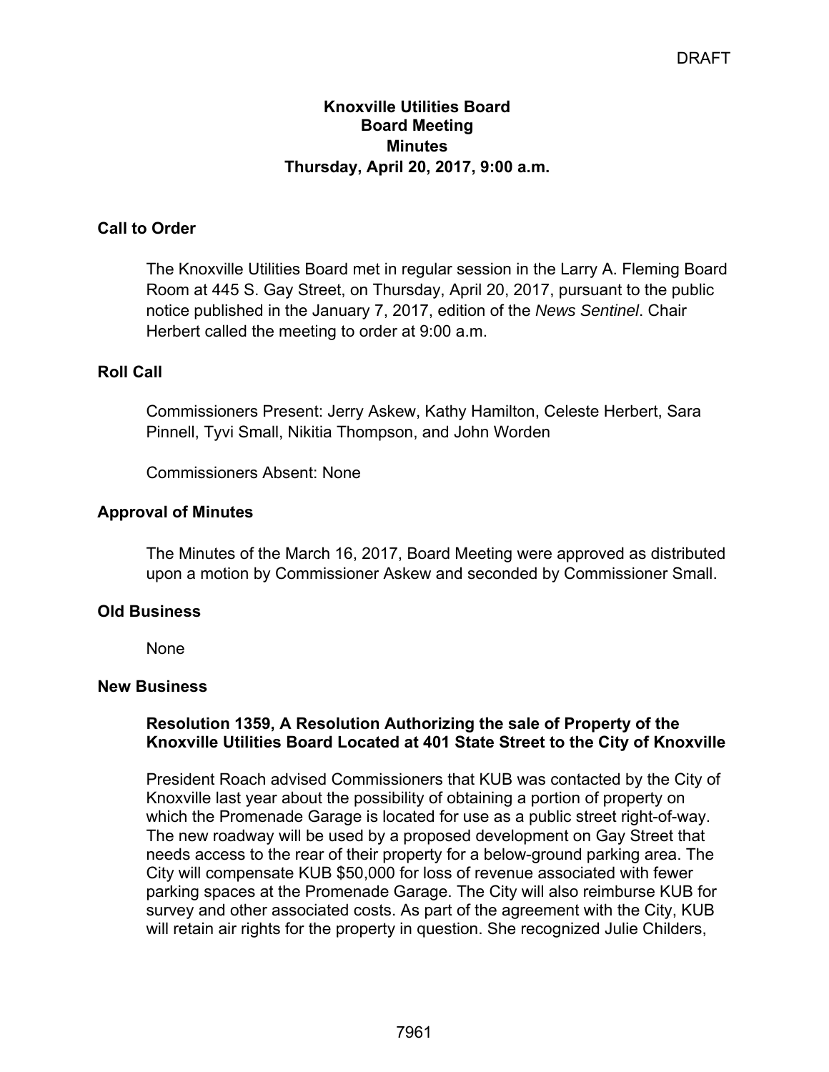DRAFT

# Knoxville Utilities Board
## Board Meeting
## Minutes
## Thursday, April 20, 2017, 9:00 a.m.

### Call to Order

The Knoxville Utilities Board met in regular session in the Larry A. Fleming Board Room at 445 S. Gay Street, on Thursday, April 20, 2017, pursuant to the public notice published in the January 7, 2017, edition of the *News Sentinel*. Chair Herbert called the meeting to order at 9:00 a.m.

### Roll Call

Commissioners Present: Jerry Askew, Kathy Hamilton, Celeste Herbert, Sara Pinnell, Tyvi Small, Nikitia Thompson, and John Worden

Commissioners Absent: None

### Approval of Minutes

The Minutes of the March 16, 2017, Board Meeting were approved as distributed upon a motion by Commissioner Askew and seconded by Commissioner Small.

### Old Business

None

### New Business

**Resolution 1359, A Resolution Authorizing the sale of Property of the Knoxville Utilities Board Located at 401 State Street to the City of Knoxville**

President Roach advised Commissioners that KUB was contacted by the City of Knoxville last year about the possibility of obtaining a portion of property on which the Promenade Garage is located for use as a public street right-of-way. The new roadway will be used by a proposed development on Gay Street that needs access to the rear of their property for a below-ground parking area. The City will compensate KUB $50,000 for loss of revenue associated with fewer parking spaces at the Promenade Garage. The City will also reimburse KUB for survey and other associated costs. As part of the agreement with the City, KUB will retain air rights for the property in question. She recognized Julie Childers,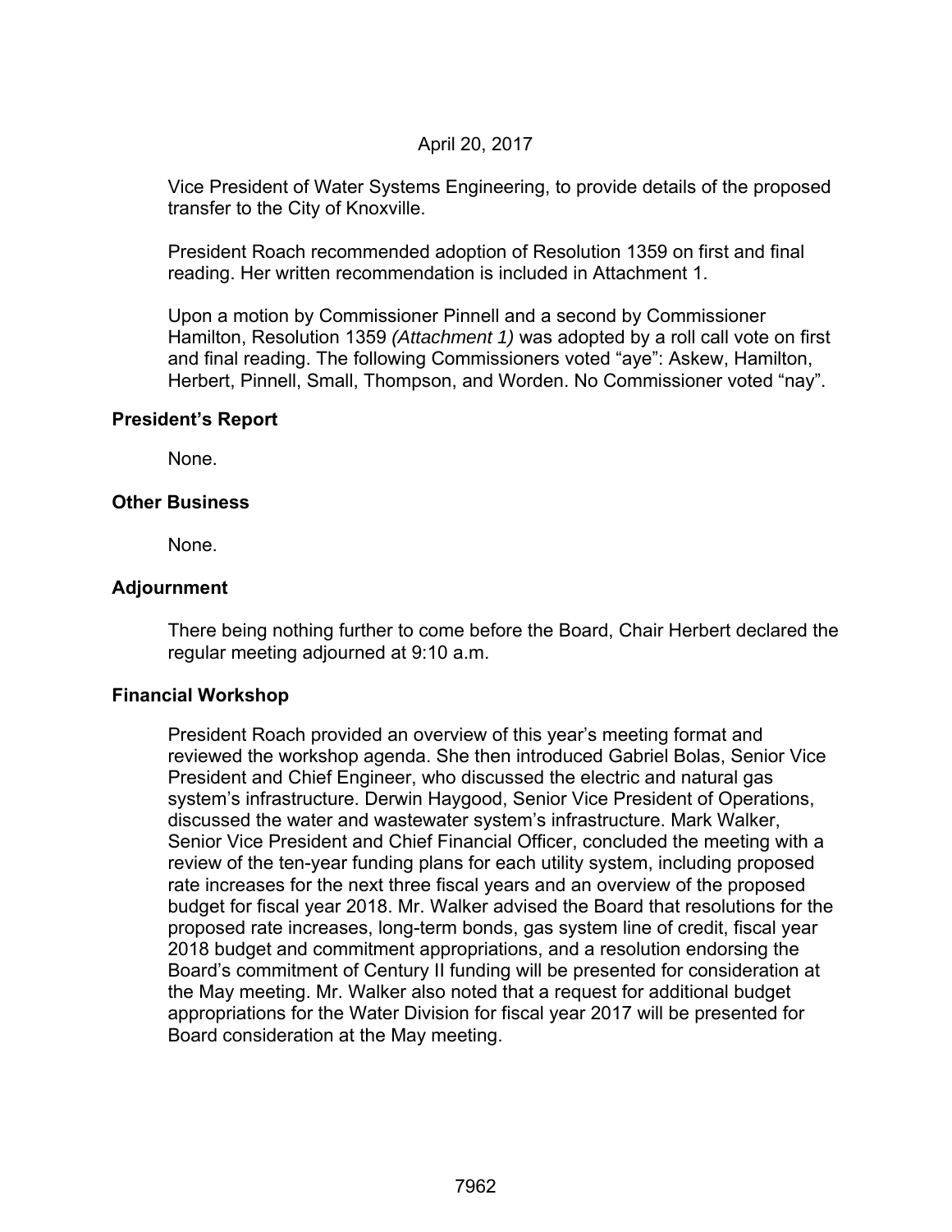Vice President of Water Systems Engineering, to provide details of the proposed transfer to the City of Knoxville.

President Roach recommended adoption of Resolution 1359 on first and final reading. Her written recommendation is included in Attachment 1.

Upon a motion by Commissioner Pinnell and a second by Commissioner Hamilton, Resolution 1359 *(Attachment 1)* was adopted by a roll call vote on first and final reading. The following Commissioners voted "aye": Askew, Hamilton, Herbert, Pinnell, Small, Thompson, and Worden. No Commissioner voted "nay".

**President's Report**

None.

**Other Business**

None.

**Adjournment**

There being nothing further to come before the Board, Chair Herbert declared the regular meeting adjourned at 9:10 a.m.

**Financial Workshop**

President Roach provided an overview of this year's meeting format and reviewed the workshop agenda. She then introduced Gabriel Bolas, Senior Vice President and Chief Engineer, who discussed the electric and natural gas system's infrastructure. Derwin Haygood, Senior Vice President of Operations, discussed the water and wastewater system's infrastructure. Mark Walker, Senior Vice President and Chief Financial Officer, concluded the meeting with a review of the ten-year funding plans for each utility system, including proposed rate increases for the next three fiscal years and an overview of the proposed budget for fiscal year 2018. Mr. Walker advised the Board that resolutions for the proposed rate increases, long-term bonds, gas system line of credit, fiscal year 2018 budget and commitment appropriations, and a resolution endorsing the Board's commitment of Century II funding will be presented for consideration at the May meeting. Mr. Walker also noted that a request for additional budget appropriations for the Water Division for fiscal year 2017 will be presented for Board consideration at the May meeting.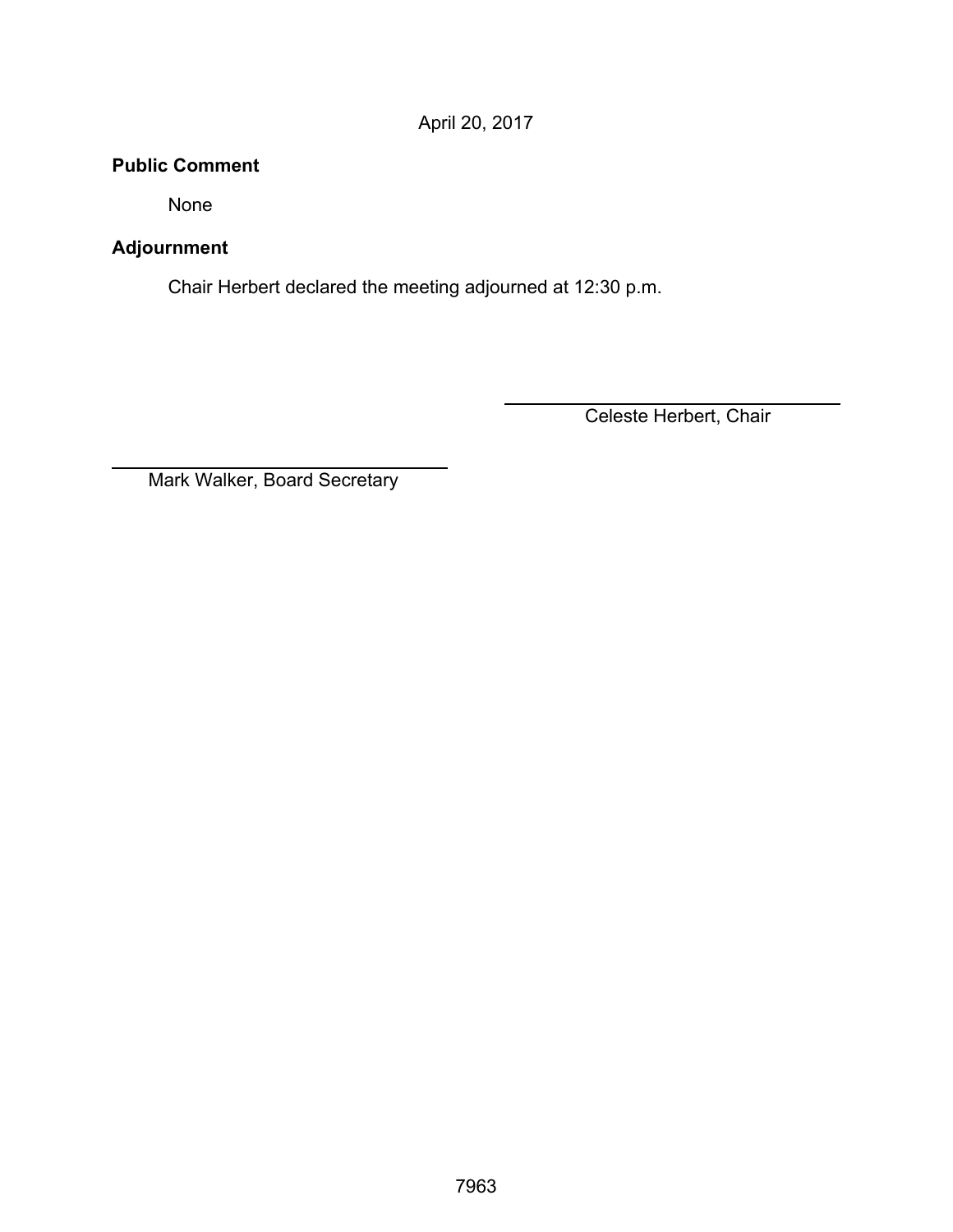April 20, 2017

**Public Comment**

None

**Adjournment**

Chair Herbert declared the meeting adjourned at 12:30 p.m.

\_\_\_\_\_\_\_\_\_\_\_\_\_\_\_\_\_\_\_\_\_\_\_\_\_\_\_\_\_\_\_\_
Celeste Herbert, Chair

\_\_\_\_\_\_\_\_\_\_\_\_\_\_\_\_\_\_\_\_\_\_\_\_\_\_\_\_\_\_\_\_
Mark Walker, Board Secretary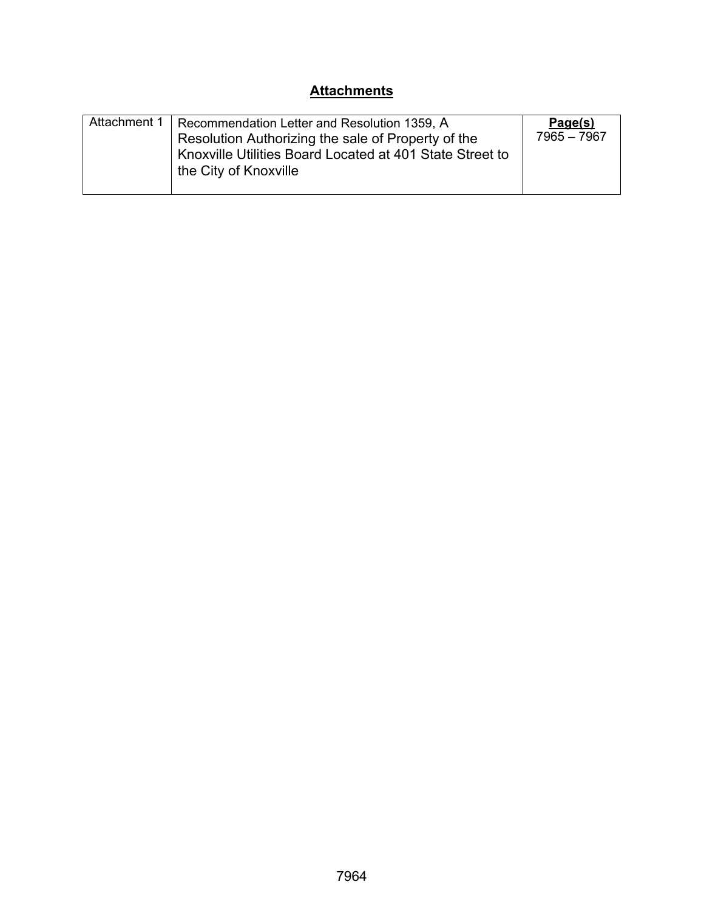**Attachments**

| | | |
|---|---|---|
| Attachment 1 | Recommendation Letter and Resolution 1359, A Resolution Authorizing the sale of Property of the Knoxville Utilities Board Located at 401 State Street to the City of Knoxville | **Page(s)** 7965 – 7967 |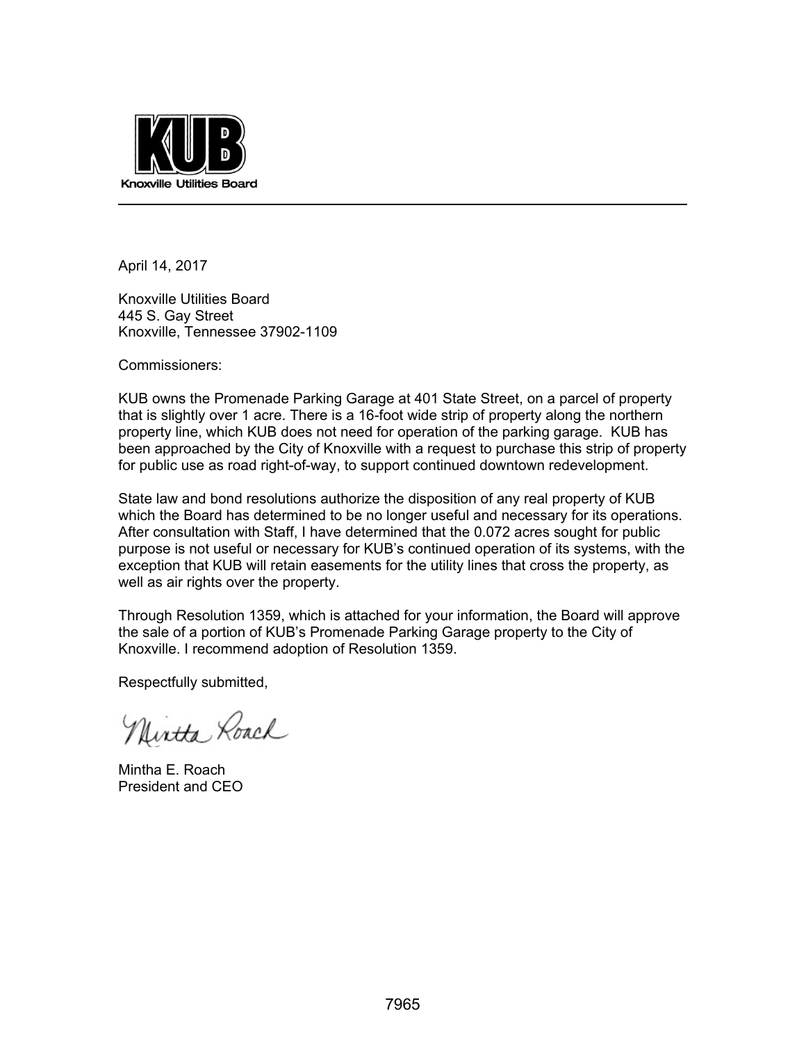**KUB**

Knoxville Utilities Board

---

April 14, 2017

Knoxville Utilities Board
445 S. Gay Street
Knoxville, Tennessee 37902-1109

Commissioners:

KUB owns the Promenade Parking Garage at 401 State Street, on a parcel of property that is slightly over 1 acre. There is a 16-foot wide strip of property along the northern property line, which KUB does not need for operation of the parking garage. KUB has been approached by the City of Knoxville with a request to purchase this strip of property for public use as road right-of-way, to support continued downtown redevelopment.

State law and bond resolutions authorize the disposition of any real property of KUB which the Board has determined to be no longer useful and necessary for its operations. After consultation with Staff, I have determined that the 0.072 acres sought for public purpose is not useful or necessary for KUB's continued operation of its systems, with the exception that KUB will retain easements for the utility lines that cross the property, as well as air rights over the property.

Through Resolution 1359, which is attached for your information, the Board will approve the sale of a portion of KUB's Promenade Parking Garage property to the City of Knoxville. I recommend adoption of Resolution 1359.

Respectfully submitted,

Mintha Roach

Mintha E. Roach
President and CEO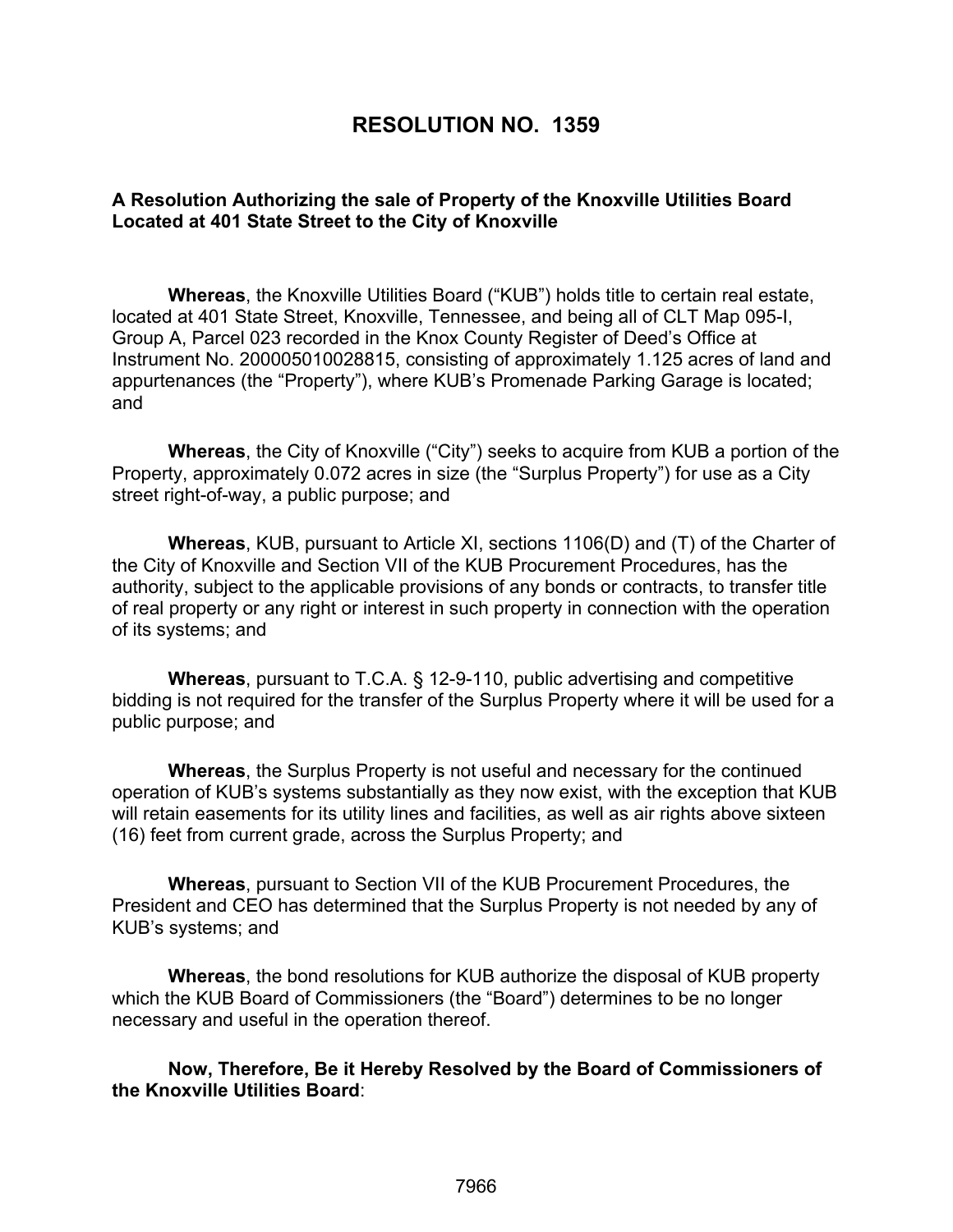# RESOLUTION NO. 1359

**A Resolution Authorizing the sale of Property of the Knoxville Utilities Board Located at 401 State Street to the City of Knoxville**

**Whereas**, the Knoxville Utilities Board ("KUB") holds title to certain real estate, located at 401 State Street, Knoxville, Tennessee, and being all of CLT Map 095-I, Group A, Parcel 023 recorded in the Knox County Register of Deed's Office at Instrument No. 200005010028815, consisting of approximately 1.125 acres of land and appurtenances (the "Property"), where KUB's Promenade Parking Garage is located; and

**Whereas**, the City of Knoxville ("City") seeks to acquire from KUB a portion of the Property, approximately 0.072 acres in size (the "Surplus Property") for use as a City street right-of-way, a public purpose; and

**Whereas**, KUB, pursuant to Article XI, sections 1106(D) and (T) of the Charter of the City of Knoxville and Section VII of the KUB Procurement Procedures, has the authority, subject to the applicable provisions of any bonds or contracts, to transfer title of real property or any right or interest in such property in connection with the operation of its systems; and

**Whereas**, pursuant to T.C.A. § 12-9-110, public advertising and competitive bidding is not required for the transfer of the Surplus Property where it will be used for a public purpose; and

**Whereas**, the Surplus Property is not useful and necessary for the continued operation of KUB's systems substantially as they now exist, with the exception that KUB will retain easements for its utility lines and facilities, as well as air rights above sixteen (16) feet from current grade, across the Surplus Property; and

**Whereas**, pursuant to Section VII of the KUB Procurement Procedures, the President and CEO has determined that the Surplus Property is not needed by any of KUB's systems; and

**Whereas**, the bond resolutions for KUB authorize the disposal of KUB property which the KUB Board of Commissioners (the "Board") determines to be no longer necessary and useful in the operation thereof.

**Now, Therefore, Be it Hereby Resolved by the Board of Commissioners of the Knoxville Utilities Board**: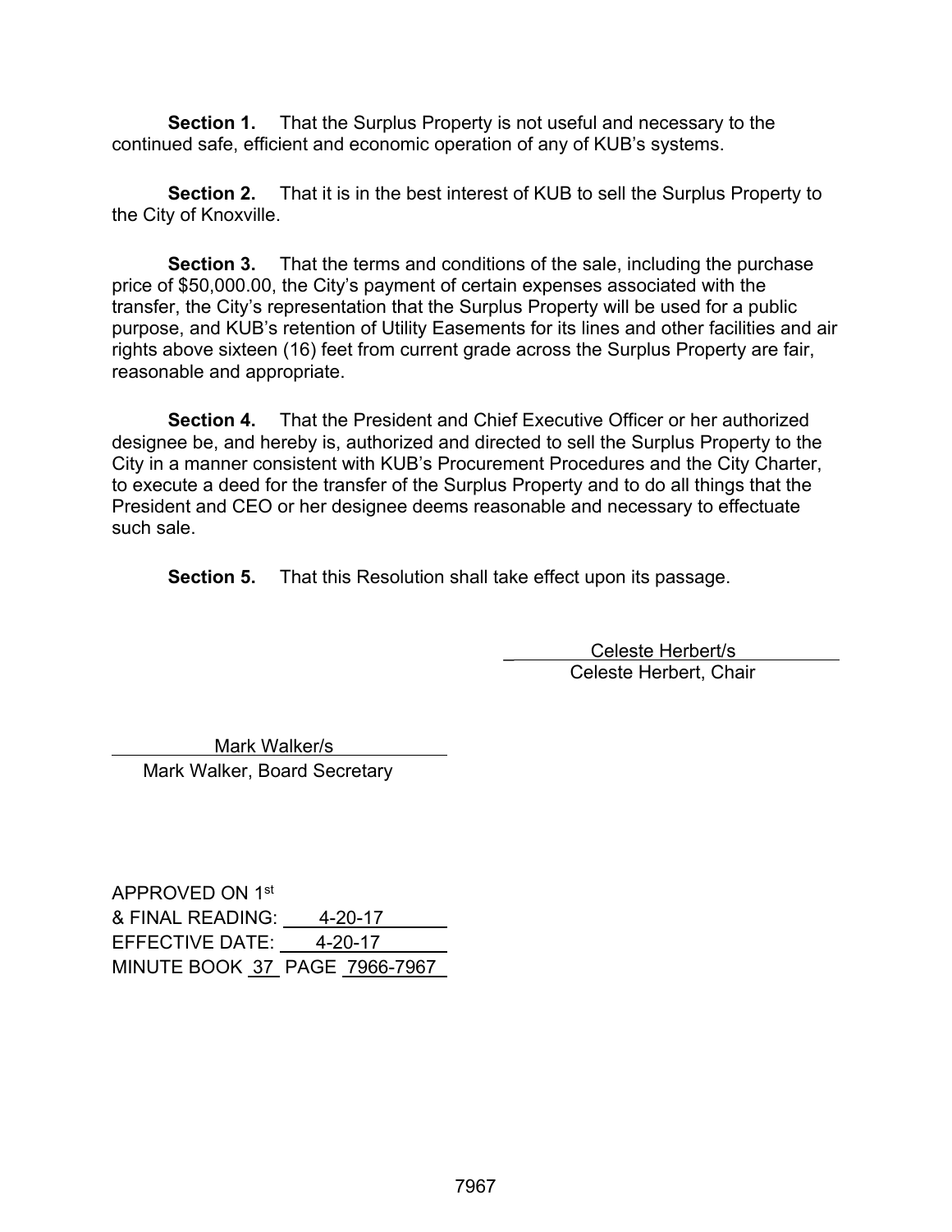**Section 1.** That the Surplus Property is not useful and necessary to the continued safe, efficient and economic operation of any of KUB's systems.

**Section 2.** That it is in the best interest of KUB to sell the Surplus Property to the City of Knoxville.

**Section 3.** That the terms and conditions of the sale, including the purchase price of $50,000.00, the City's payment of certain expenses associated with the transfer, the City's representation that the Surplus Property will be used for a public purpose, and KUB's retention of Utility Easements for its lines and other facilities and air rights above sixteen (16) feet from current grade across the Surplus Property are fair, reasonable and appropriate.

**Section 4.** That the President and Chief Executive Officer or her authorized designee be, and hereby is, authorized and directed to sell the Surplus Property to the City in a manner consistent with KUB's Procurement Procedures and the City Charter, to execute a deed for the transfer of the Surplus Property and to do all things that the President and CEO or her designee deems reasonable and necessary to effectuate such sale.

**Section 5.** That this Resolution shall take effect upon its passage.

Celeste Herbert/s
Celeste Herbert, Chair

Mark Walker/s
Mark Walker, Board Secretary

APPROVED ON 1st
& FINAL READING: 4-20-17
EFFECTIVE DATE: 4-20-17
MINUTE BOOK 37 PAGE 7966-7967